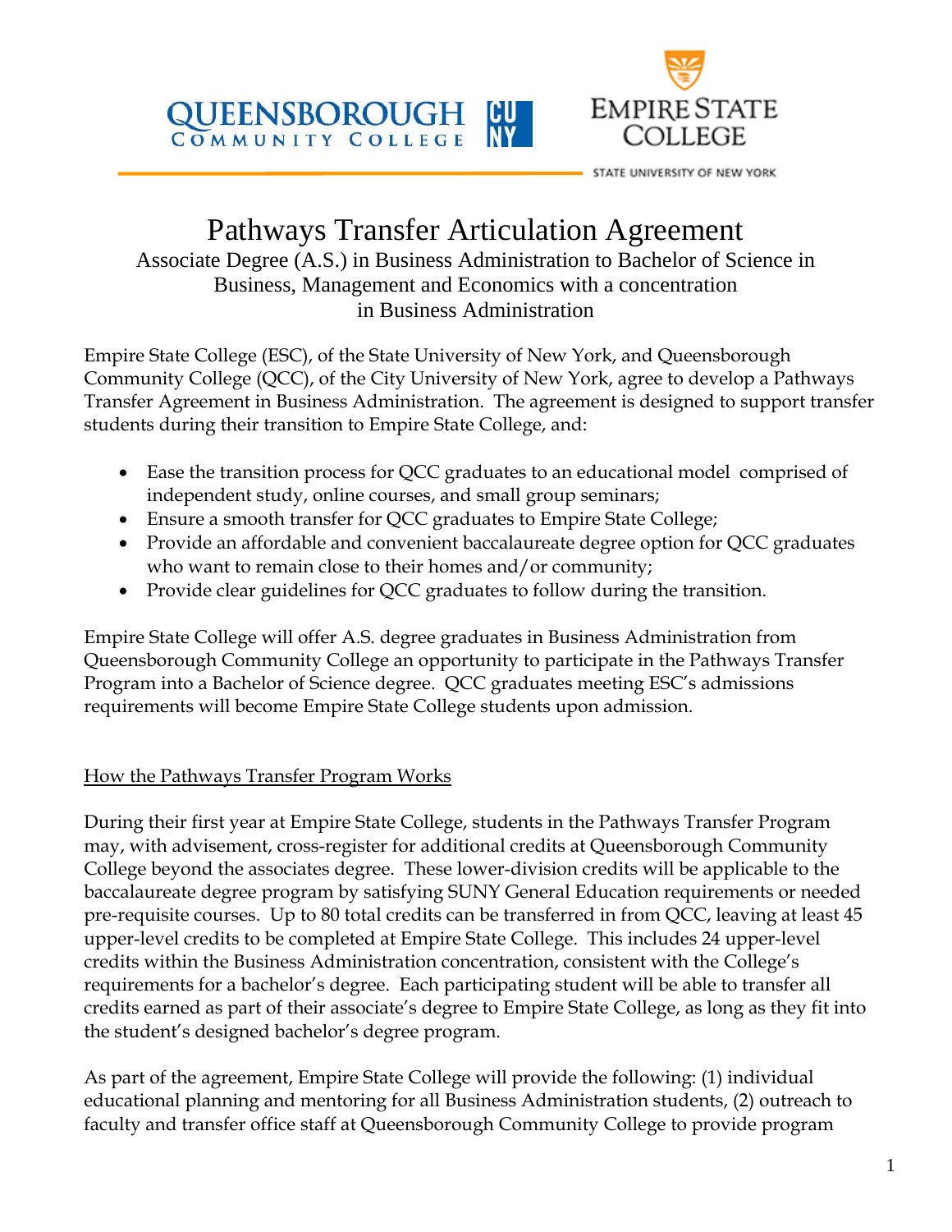QUEENSBOROUGH COMMUNITY COLLEGE CUNY

EMPIRE STATE COLLEGE

STATE UNIVERSITY OF NEW YORK

# Pathways Transfer Articulation Agreement

Associate Degree (A.S.) in Business Administration to Bachelor of Science in Business, Management and Economics with a concentration in Business Administration

Empire State College (ESC), of the State University of New York, and Queensborough Community College (QCC), of the City University of New York, agree to develop a Pathways Transfer Agreement in Business Administration. The agreement is designed to support transfer students during their transition to Empire State College, and:

- Ease the transition process for QCC graduates to an educational model comprised of independent study, online courses, and small group seminars;
- Ensure a smooth transfer for QCC graduates to Empire State College;
- Provide an affordable and convenient baccalaureate degree option for QCC graduates who want to remain close to their homes and/or community;
- Provide clear guidelines for QCC graduates to follow during the transition.

Empire State College will offer A.S. degree graduates in Business Administration from Queensborough Community College an opportunity to participate in the Pathways Transfer Program into a Bachelor of Science degree. QCC graduates meeting ESC's admissions requirements will become Empire State College students upon admission.

## How the Pathways Transfer Program Works

During their first year at Empire State College, students in the Pathways Transfer Program may, with advisement, cross-register for additional credits at Queensborough Community College beyond the associates degree. These lower-division credits will be applicable to the baccalaureate degree program by satisfying SUNY General Education requirements or needed pre-requisite courses. Up to 80 total credits can be transferred in from QCC, leaving at least 45 upper-level credits to be completed at Empire State College. This includes 24 upper-level credits within the Business Administration concentration, consistent with the College's requirements for a bachelor's degree. Each participating student will be able to transfer all credits earned as part of their associate's degree to Empire State College, as long as they fit into the student's designed bachelor's degree program.

As part of the agreement, Empire State College will provide the following: (1) individual educational planning and mentoring for all Business Administration students, (2) outreach to faculty and transfer office staff at Queensborough Community College to provide program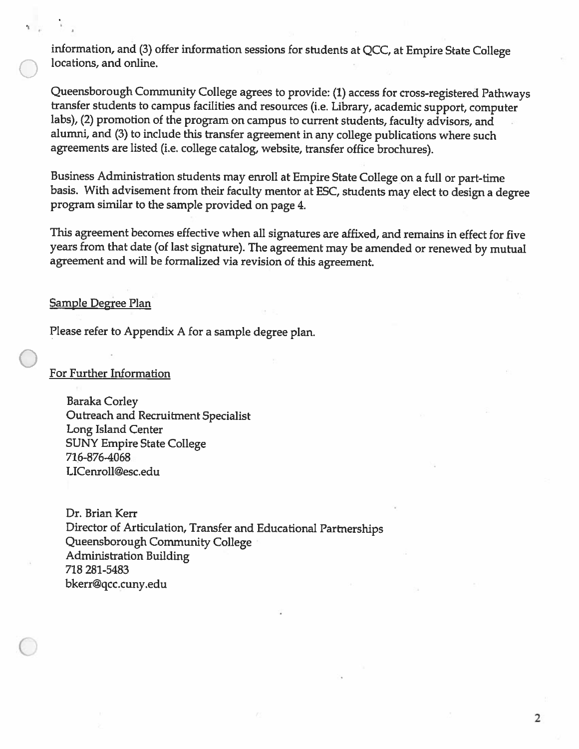information, and (3) offer information sessions for students at QCC, at Empire State College locations, and online.

Queensborough Community College agrees to provide: (1) access for cross-registered Pathways transfer students to campus facilities and resources (i.e. Library, academic support, computer labs), (2) promotion of the program on campus to current students, faculty advisors, and alumni, and (3) to include this transfer agreement in any college publications where such agreements are listed (i.e. college catalog, website, transfer office brochures).

Business Administration students may enroll at Empire State College on a full or part-time basis. With advisement from their faculty mentor at ESC, students may elect to design a degree program similar to the sample provided on page 4.

This agreement becomes effective when all signatures are affixed, and remains in effect for five years from that date (of last signature). The agreement may be amended or renewed by mutual agreement and will be formalized via revision of this agreement.

## Sample Degree Plan

Please refer to Appendix A for a sample degree plan.

## For Further Information

Baraka Corley
Outreach and Recruitment Specialist
Long Island Center
SUNY Empire State College
716-876-4068
LICenroll@esc.edu

Dr. Brian Kerr
Director of Articulation, Transfer and Educational Partnerships
Queensborough Community College
Administration Building
718 281-5483
bkerr@qcc.cuny.edu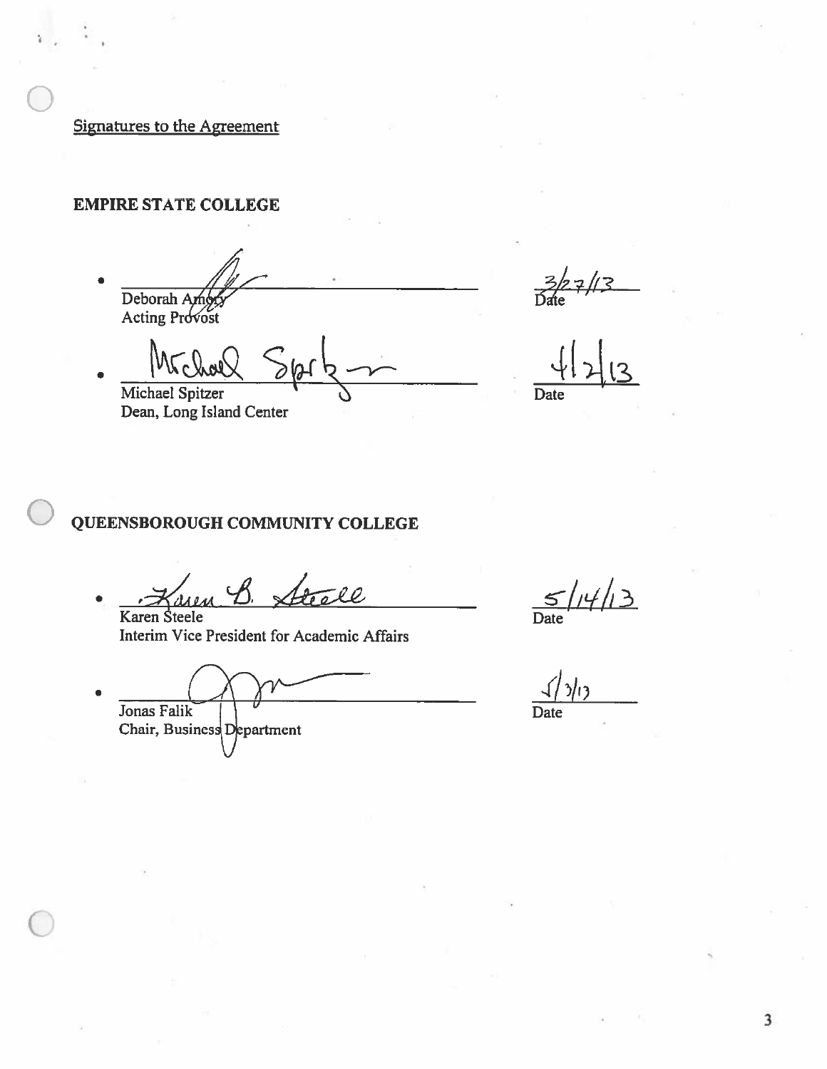Signatures to the Agreement

**EMPIRE STATE COLLEGE**

- Deborah Amory
  Acting Provost
  Date: 3/27/13

- Michael Spitzer
  Dean, Long Island Center
  Date: 4/2/13

**QUEENSBOROUGH COMMUNITY COLLEGE**

- Karen Steele
  Interim Vice President for Academic Affairs
  Date: 5/14/13

- Jonas Falik
  Chair, Business Department
  Date: 5/3/13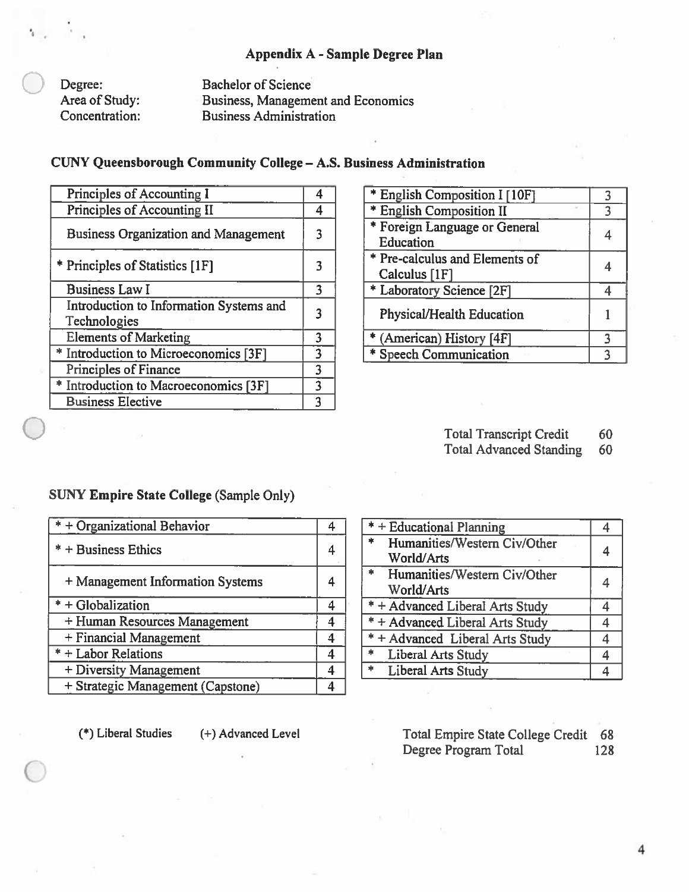## Appendix A - Sample Degree Plan

Degree: Bachelor of Science
Area of Study: Business, Management and Economics
Concentration: Business Administration

### CUNY Queensborough Community College – A.S. Business Administration

| Course | Credits |
|---|---|
| Principles of Accounting I | 4 |
| Principles of Accounting II | 4 |
| Business Organization and Management | 3 |
| * Principles of Statistics [1F] | 3 |
| Business Law I | 3 |
| Introduction to Information Systems and Technologies | 3 |
| Elements of Marketing | 3 |
| * Introduction to Microeconomics [3F] | 3 |
| Principles of Finance | 3 |
| * Introduction to Macroeconomics [3F] | 3 |
| Business Elective | 3 |

| Course | Credits |
|---|---|
| * English Composition I [10F] | 3 |
| * English Composition II | 3 |
| * Foreign Language or General Education | 4 |
| * Pre-calculus and Elements of Calculus [1F] | 4 |
| * Laboratory Science [2F] | 4 |
| Physical/Health Education | 1 |
| * (American) History [4F] | 3 |
| * Speech Communication | 3 |

Total Transcript Credit 60
Total Advanced Standing 60

### SUNY Empire State College (Sample Only)

| Course | Credits |
|---|---|
| * + Organizational Behavior | 4 |
| * + Business Ethics | 4 |
| + Management Information Systems | 4 |
| * + Globalization | 4 |
| + Human Resources Management | 4 |
| + Financial Management | 4 |
| * + Labor Relations | 4 |
| + Diversity Management | 4 |
| + Strategic Management (Capstone) | 4 |

| Course | Credits |
|---|---|
| * + Educational Planning | 4 |
| * Humanities/Western Civ/Other World/Arts | 4 |
| * Humanities/Western Civ/Other World/Arts | 4 |
| * + Advanced Liberal Arts Study | 4 |
| * + Advanced Liberal Arts Study | 4 |
| * + Advanced Liberal Arts Study | 4 |
| * Liberal Arts Study | 4 |
| * Liberal Arts Study | 4 |

(*) Liberal Studies (+) Advanced Level

Total Empire State College Credit 68
Degree Program Total 128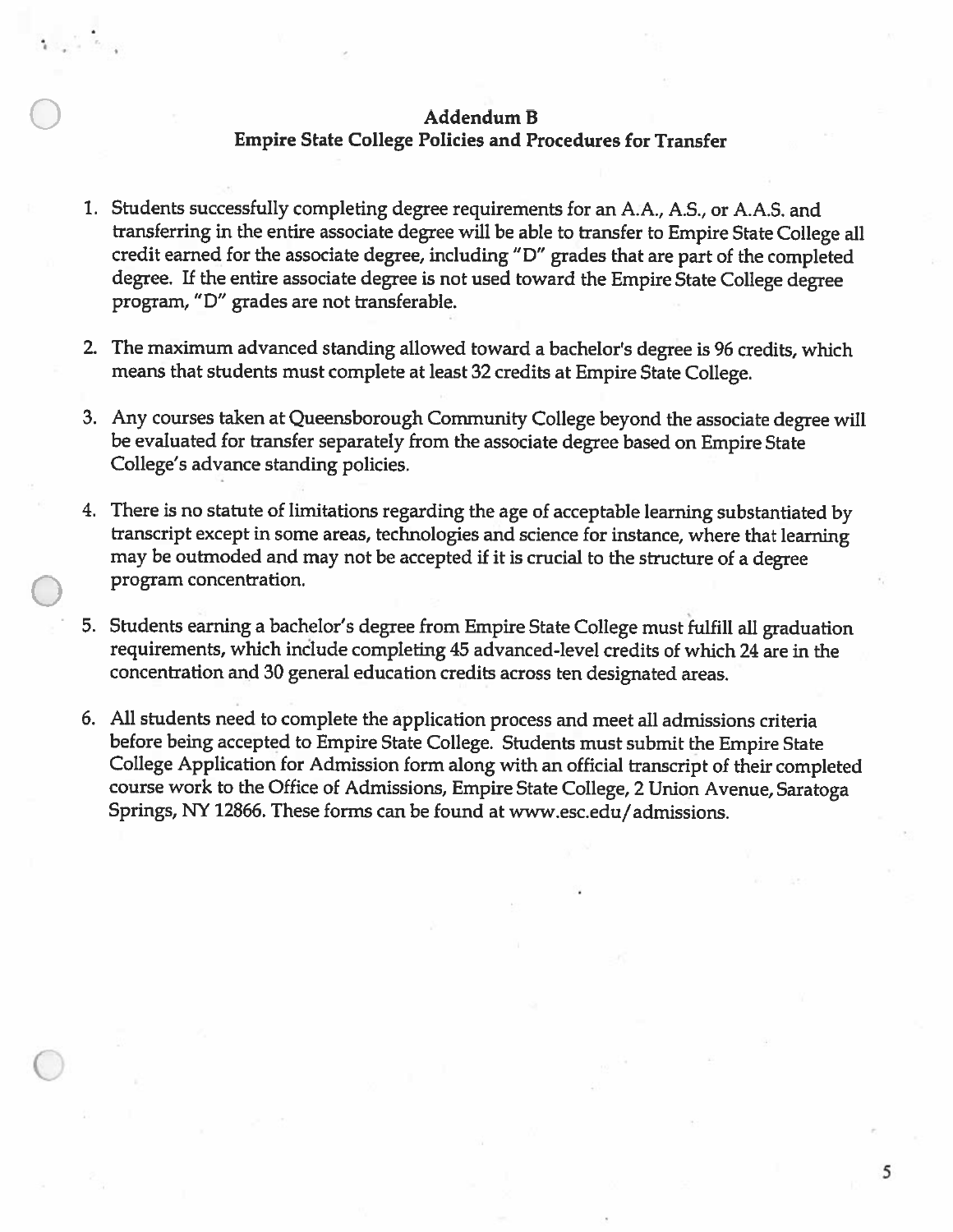## Addendum B
## Empire State College Policies and Procedures for Transfer

1. Students successfully completing degree requirements for an A.A., A.S., or A.A.S. and transferring in the entire associate degree will be able to transfer to Empire State College all credit earned for the associate degree, including "D" grades that are part of the completed degree. If the entire associate degree is not used toward the Empire State College degree program, "D" grades are not transferable.

2. The maximum advanced standing allowed toward a bachelor's degree is 96 credits, which means that students must complete at least 32 credits at Empire State College.

3. Any courses taken at Queensborough Community College beyond the associate degree will be evaluated for transfer separately from the associate degree based on Empire State College's advance standing policies.

4. There is no statute of limitations regarding the age of acceptable learning substantiated by transcript except in some areas, technologies and science for instance, where that learning may be outmoded and may not be accepted if it is crucial to the structure of a degree program concentration.

5. Students earning a bachelor's degree from Empire State College must fulfill all graduation requirements, which include completing 45 advanced-level credits of which 24 are in the concentration and 30 general education credits across ten designated areas.

6. All students need to complete the application process and meet all admissions criteria before being accepted to Empire State College. Students must submit the Empire State College Application for Admission form along with an official transcript of their completed course work to the Office of Admissions, Empire State College, 2 Union Avenue, Saratoga Springs, NY 12866. These forms can be found at www.esc.edu/admissions.